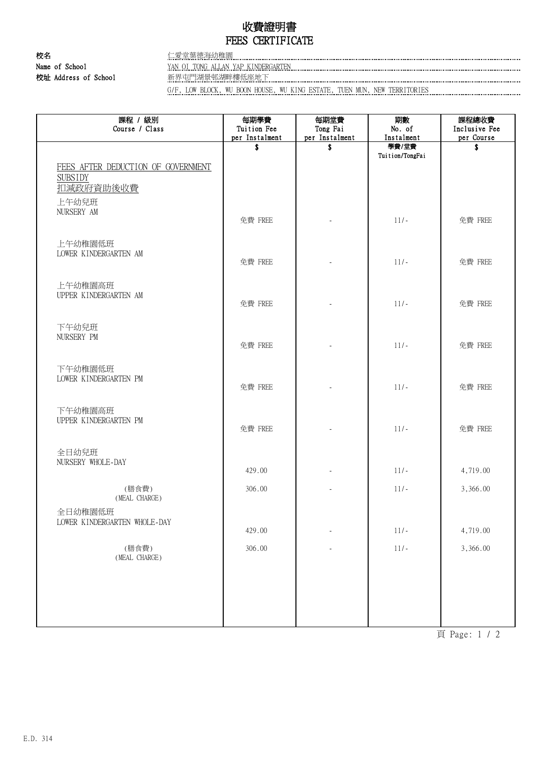# 收費證明書
# FEES CERTIFICATE

**校名** 仁愛堂葉德海幼稚園

**Name of School** YAN OI TONG ALLAN YAP KINDERGARTEN

**校址 Address of School** 新界屯門湖景邨湖畔樓低座地下

G/F, LOW BLOCK, WU BOON HOUSE, WU KING ESTATE, TUEN MUN, NEW TERRITORIES

| 課程 / 級別<br>Course / Class | 每期學費<br>Tuition Fee<br>per Instalment | 每期堂費<br>Tong Fai<br>per Instalment | 期數<br>No. of<br>Instalment | 課程總收費<br>Inclusive Fee<br>per Course |
|---|---|---|---|---|
| | $ | $ | 學費/堂費<br>Tuition/TongFai | $ |
| FEES AFTER DEDUCTION OF GOVERNMENT SUBSIDY<br>扣減政府資助後收費 | | | | |
| 上午幼兒班<br>NURSERY AM | 免費 FREE | - | 11/- | 免費 FREE |
| 上午幼稚園低班<br>LOWER KINDERGARTEN AM | 免費 FREE | - | 11/- | 免費 FREE |
| 上午幼稚園高班<br>UPPER KINDERGARTEN AM | 免費 FREE | - | 11/- | 免費 FREE |
| 下午幼兒班<br>NURSERY PM | 免費 FREE | - | 11/- | 免費 FREE |
| 下午幼稚園低班<br>LOWER KINDERGARTEN PM | 免費 FREE | - | 11/- | 免費 FREE |
| 下午幼稚園高班<br>UPPER KINDERGARTEN PM | 免費 FREE | - | 11/- | 免費 FREE |
| 全日幼兒班<br>NURSERY WHOLE-DAY | 429.00 | - | 11/- | 4,719.00 |
| (膳食費)<br>(MEAL CHARGE) | 306.00 | - | 11/- | 3,366.00 |
| 全日幼稚園低班<br>LOWER KINDERGARTEN WHOLE-DAY | 429.00 | - | 11/- | 4,719.00 |
| (膳食費)<br>(MEAL CHARGE) | 306.00 | - | 11/- | 3,366.00 |

E.D. 314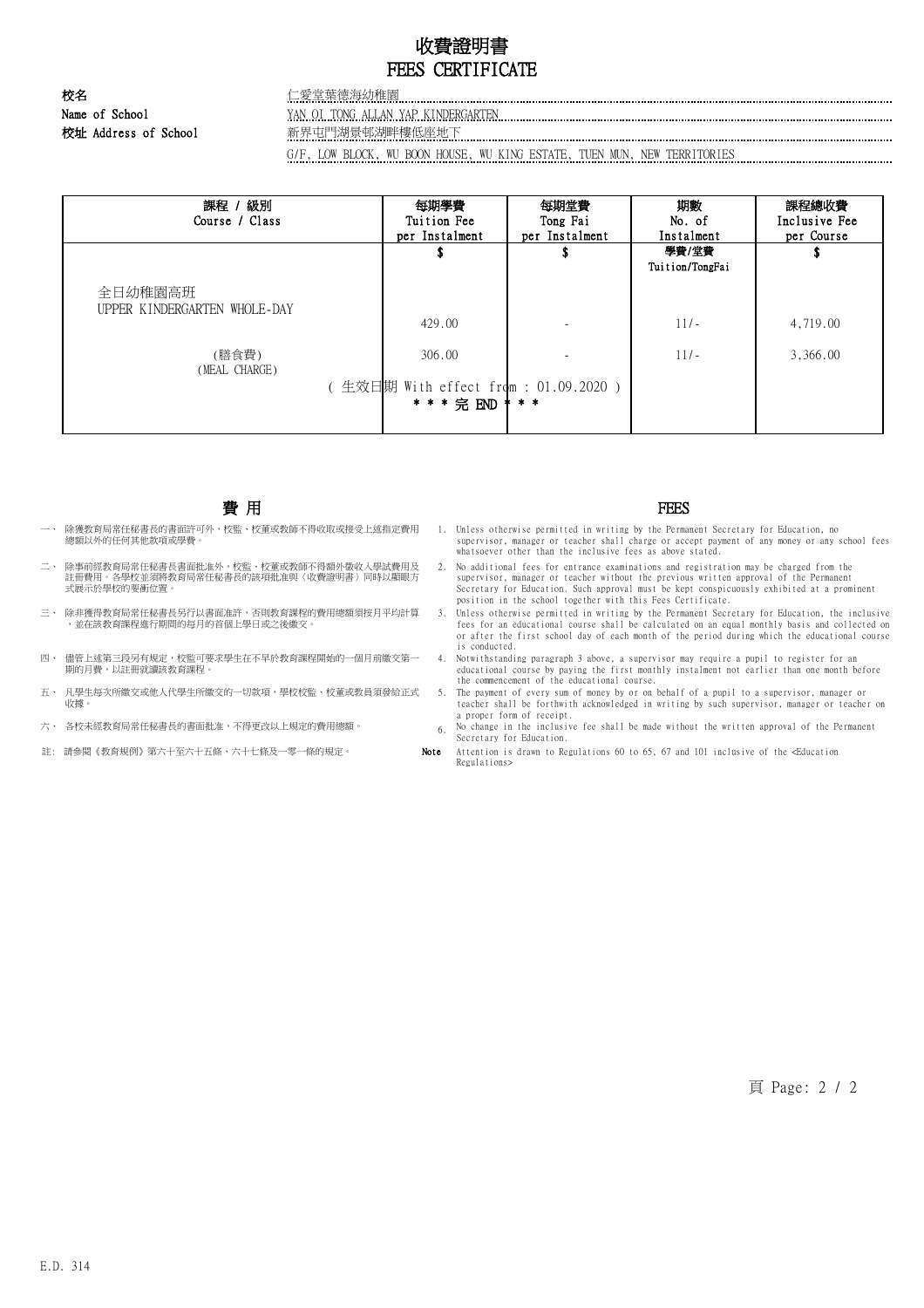# 收費證明書
# FEES CERTIFICATE

**校名** 仁愛堂葉德海幼稚園

**Name of School** YAN OI TONG ALLAN YAP KINDERGARTEN

**校址 Address of School** 新界屯門湖景邨湖畔樓低座地下

G/F, LOW BLOCK, WU BOON HOUSE, WU KING ESTATE, TUEN MUN, NEW TERRITORIES

| 課程 / 級別<br>Course / Class | 每期學費<br>Tuition Fee<br>per Instalment | 每期堂費<br>Tong Fai<br>per Instalment | 期數<br>No. of<br>Instalment | 課程總收費<br>Inclusive Fee<br>per Course |
|---|---|---|---|---|
| | $ | $ | 學費/堂費<br>Tuition/TongFai | $ |
| 全日幼稚園高班<br>UPPER KINDERGARTEN WHOLE-DAY | 429.00 | - | 11/- | 4,719.00 |
| (膳食費)<br>(MEAL CHARGE) | 306.00 | - | 11/- | 3,366.00 |
| ( 生效日期 With effect from : 01.09.2020 ) | | | | |
| * * * 完 END * * * | | | | |

## 費 用

一、 除獲教育局常任秘書長的書面許可外，校監、校董或教師不得收取或接受上述指定費用總額以外的任何其他款項或學費。

二、 除事前經教育局常任秘書長書面批准外，校監、校董或教師不得額外徵收入學試費用及註冊費用。各學校並須將教育局常任秘書長的該項批准與《收費證明書》同時以顯眼方式展示於學校的要衝位置。

三、 除非獲得教育局常任秘書長另行以書面准許，否則教育課程的費用總額須按月平均計算，並在該教育課程進行期間的每月的首個上學日或之後徵交。

四、 儘管上述第三段另有規定，校監可要求學生在不早於教育課程開始的一個月前繳交第一期的月費，以註冊就讀該教育課程。

五、 凡學生每次所繳交或他人代學生所繳交的一切款項，學校校監、校董或教員須發給正式收據。

六、 各校未經教育局常任秘書長的書面批准，不得更改以上規定的費用總額。

註: 請參閱《教育規例》第六十至六十五條、六十七條及一零一條的規定。

## FEES

1. Unless otherwise permitted in writing by the Permanent Secretary for Education, no supervisor, manager or teacher shall charge or accept payment of any money or any school fees whatsoever other than the inclusive fees as above stated.
2. No additional fees for entrance examinations and registration may be charged from the supervisor, manager or teacher without the previous written approval of the Permanent Secretary for Education. Such approval must be kept conspicuously exhibited at a prominent position in the school together with this Fees Certificate.
3. Unless otherwise permitted in writing by the Permanent Secretary for Education, the inclusive fees for an educational course shall be calculated on an equal monthly basis and collected on or after the first school day of each month of the period during which the educational course is conducted.
4. Notwithstanding paragraph 3 above, a supervisor may require a pupil to register for an educational course by paying the first monthly instalment not earlier than one month before the commencement of the educational course.
5. The payment of every sum of money by or on behalf of a pupil to a supervisor, manager or teacher shall be forthwith acknowledged in writing by such supervisor, manager or teacher on a proper form of receipt.
6. No change in the inclusive fee shall be made without the written approval of the Permanent Secretary for Education.

**Note** Attention is drawn to Regulations 60 to 65, 67 and 101 inclusive of the <Education Regulations>

E.D. 314